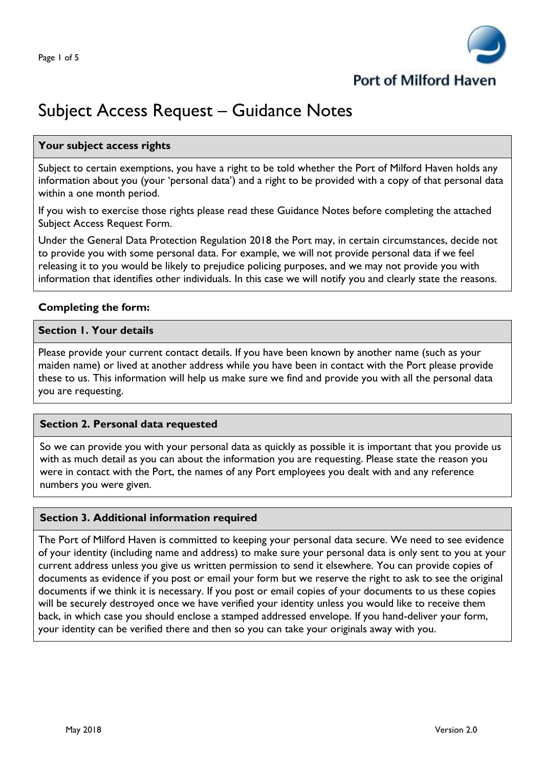# Subject Access Request – Guidance Notes

### Your subject access rights

Subject to certain exemptions, you have a right to be told whether the Port of Milford Haven holds any information about you (your 'personal data') and a right to be provided with a copy of that personal data within a one month period.

If you wish to exercise those rights please read these Guidance Notes before completing the attached Subject Access Request Form.

Under the General Data Protection Regulation 2018 the Port may, in certain circumstances, decide not to provide you with some personal data. For example, we will not provide personal data if we feel releasing it to you would be likely to prejudice policing purposes, and we may not provide you with information that identifies other individuals. In this case we will notify you and clearly state the reasons.

## Completing the form:

### Section 1. Your details

Please provide your current contact details. If you have been known by another name (such as your maiden name) or lived at another address while you have been in contact with the Port please provide these to us. This information will help us make sure we find and provide you with all the personal data you are requesting.

### Section 2. Personal data requested

So we can provide you with your personal data as quickly as possible it is important that you provide us with as much detail as you can about the information you are requesting. Please state the reason you were in contact with the Port, the names of any Port employees you dealt with and any reference numbers you were given.

### Section 3. Additional information required

The Port of Milford Haven is committed to keeping your personal data secure. We need to see evidence of your identity (including name and address) to make sure your personal data is only sent to you at your current address unless you give us written permission to send it elsewhere. You can provide copies of documents as evidence if you post or email your form but we reserve the right to ask to see the original documents if we think it is necessary. If you post or email copies of your documents to us these copies will be securely destroyed once we have verified your identity unless you would like to receive them back, in which case you should enclose a stamped addressed envelope. If you hand-deliver your form, your identity can be verified there and then so you can take your originals away with you.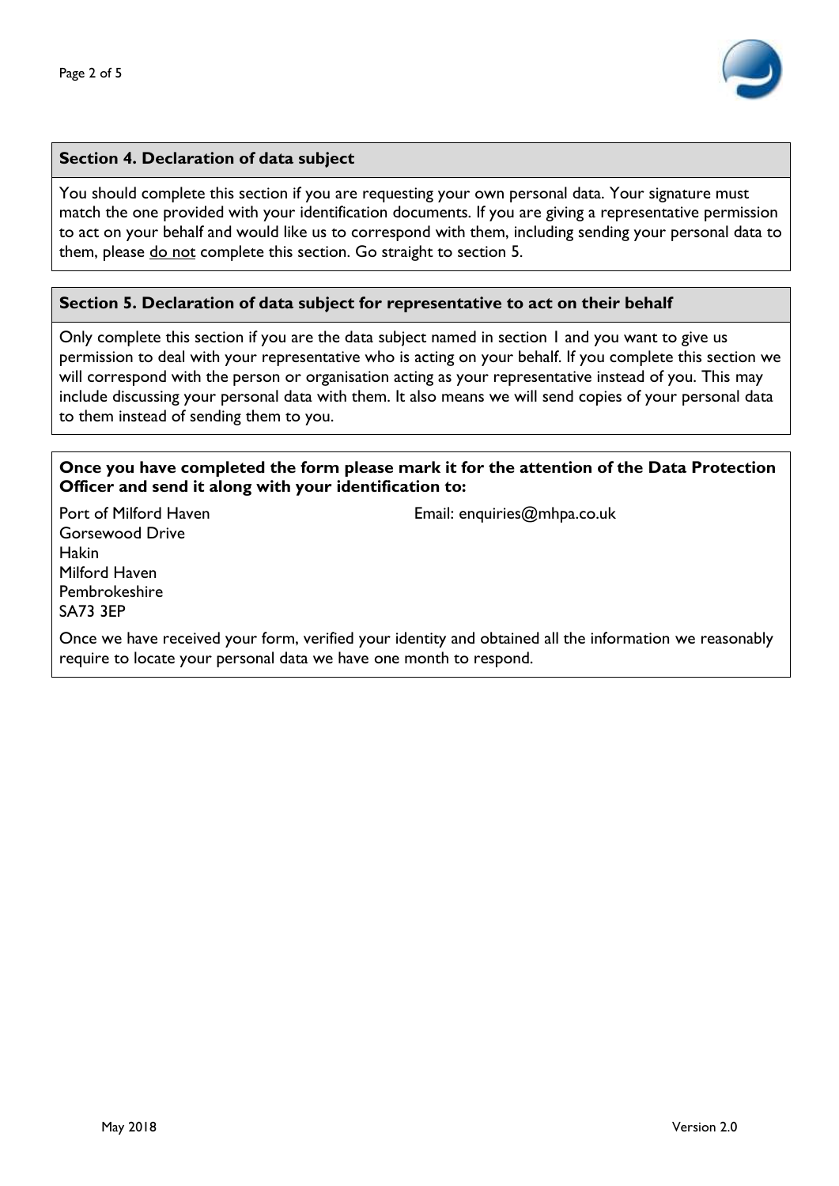## Section 4. Declaration of data subject

You should complete this section if you are requesting your own personal data. Your signature must match the one provided with your identification documents. If you are giving a representative permission to act on your behalf and would like us to correspond with them, including sending your personal data to them, please do not complete this section. Go straight to section 5.

## Section 5. Declaration of data subject for representative to act on their behalf

Only complete this section if you are the data subject named in section 1 and you want to give us permission to deal with your representative who is acting on your behalf. If you complete this section we will correspond with the person or organisation acting as your representative instead of you. This may include discussing your personal data with them. It also means we will send copies of your personal data to them instead of sending them to you.

**Once you have completed the form please mark it for the attention of the Data Protection Officer and send it along with your identification to:**

Port of Milford Haven
Gorsewood Drive
Hakin
Milford Haven
Pembrokeshire
SA73 3EP

Email: enquiries@mhpa.co.uk

Once we have received your form, verified your identity and obtained all the information we reasonably require to locate your personal data we have one month to respond.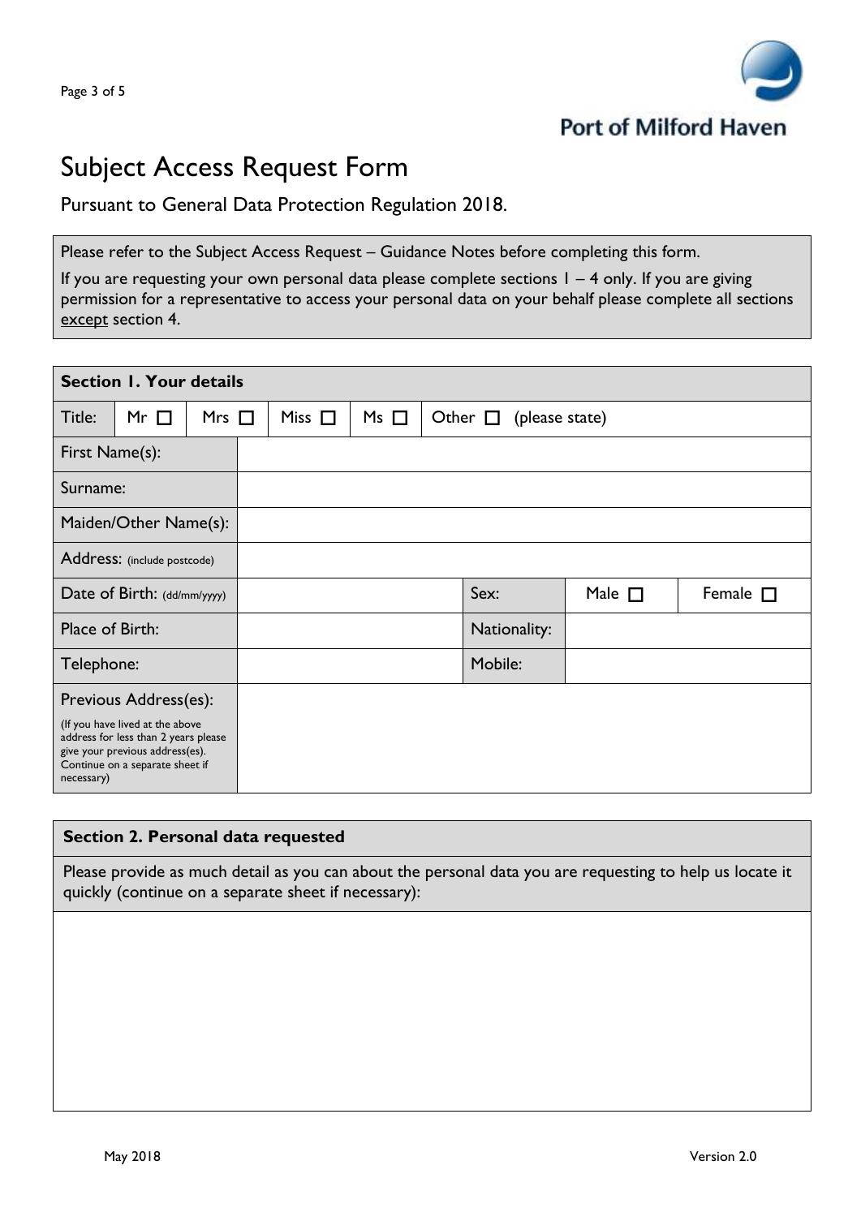Port of Milford Haven

# Subject Access Request Form

Pursuant to General Data Protection Regulation 2018.

Please refer to the Subject Access Request – Guidance Notes before completing this form.

If you are requesting your own personal data please complete sections 1 – 4 only. If you are giving permission for a representative to access your personal data on your behalf please complete all sections <u>except</u> section 4.

| **Section 1. Your details** | | | | | |
|---|---|---|---|---|---|
| Title: Mr ☐ Mrs ☐ Miss ☐ Ms ☐ Other ☐ (please state) | | | | | |
| First Name(s): | | | | | |
| Surname: | | | | | |
| Maiden/Other Name(s): | | | | | |
| Address: (include postcode) | | | | | |
| Date of Birth: (dd/mm/yyyy) | | Sex: | Male ☐ | Female ☐ |
| Place of Birth: | | Nationality: | | |
| Telephone: | | Mobile: | | |
| Previous Address(es): (If you have lived at the above address for less than 2 years please give your previous address(es). Continue on a separate sheet if necessary) | | | | |

| **Section 2. Personal data requested** |
|---|
| Please provide as much detail as you can about the personal data you are requesting to help us locate it quickly (continue on a separate sheet if necessary): |
| |

May 2018 Version 2.0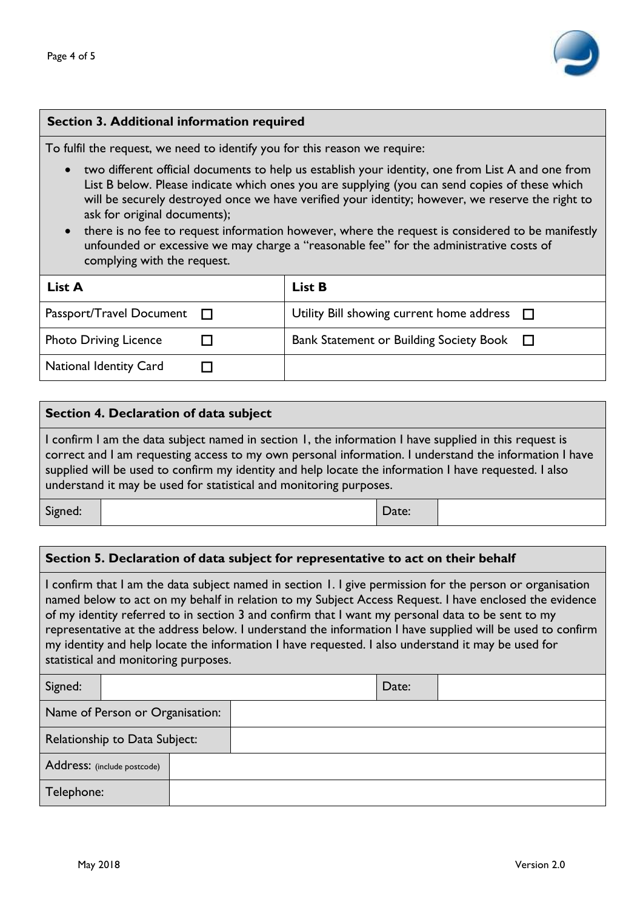## Section 3. Additional information required

To fulfil the request, we need to identify you for this reason we require:

- two different official documents to help us establish your identity, one from List A and one from List B below. Please indicate which ones you are supplying (you can send copies of these which will be securely destroyed once we have verified your identity; however, we reserve the right to ask for original documents);
- there is no fee to request information however, where the request is considered to be manifestly unfounded or excessive we may charge a "reasonable fee" for the administrative costs of complying with the request.

| List A | | List B | |
|---|---|---|---|
| Passport/Travel Document | ☐ | Utility Bill showing current home address | ☐ |
| Photo Driving Licence | ☐ | Bank Statement or Building Society Book | ☐ |
| National Identity Card | ☐ | | |

## Section 4. Declaration of data subject

I confirm I am the data subject named in section 1, the information I have supplied in this request is correct and I am requesting access to my own personal information. I understand the information I have supplied will be used to confirm my identity and help locate the information I have requested. I also understand it may be used for statistical and monitoring purposes.

| Signed: | | Date: | |
|---|---|---|---|

## Section 5. Declaration of data subject for representative to act on their behalf

I confirm that I am the data subject named in section 1. I give permission for the person or organisation named below to act on my behalf in relation to my Subject Access Request. I have enclosed the evidence of my identity referred to in section 3 and confirm that I want my personal data to be sent to my representative at the address below. I understand the information I have supplied will be used to confirm my identity and help locate the information I have requested. I also understand it may be used for statistical and monitoring purposes.

| Signed: | | Date: | |
|---|---|---|---|
| Name of Person or Organisation: | | | |
| Relationship to Data Subject: | | | |
| Address: (include postcode) | | | |
| Telephone: | | | |

May 2018 Version 2.0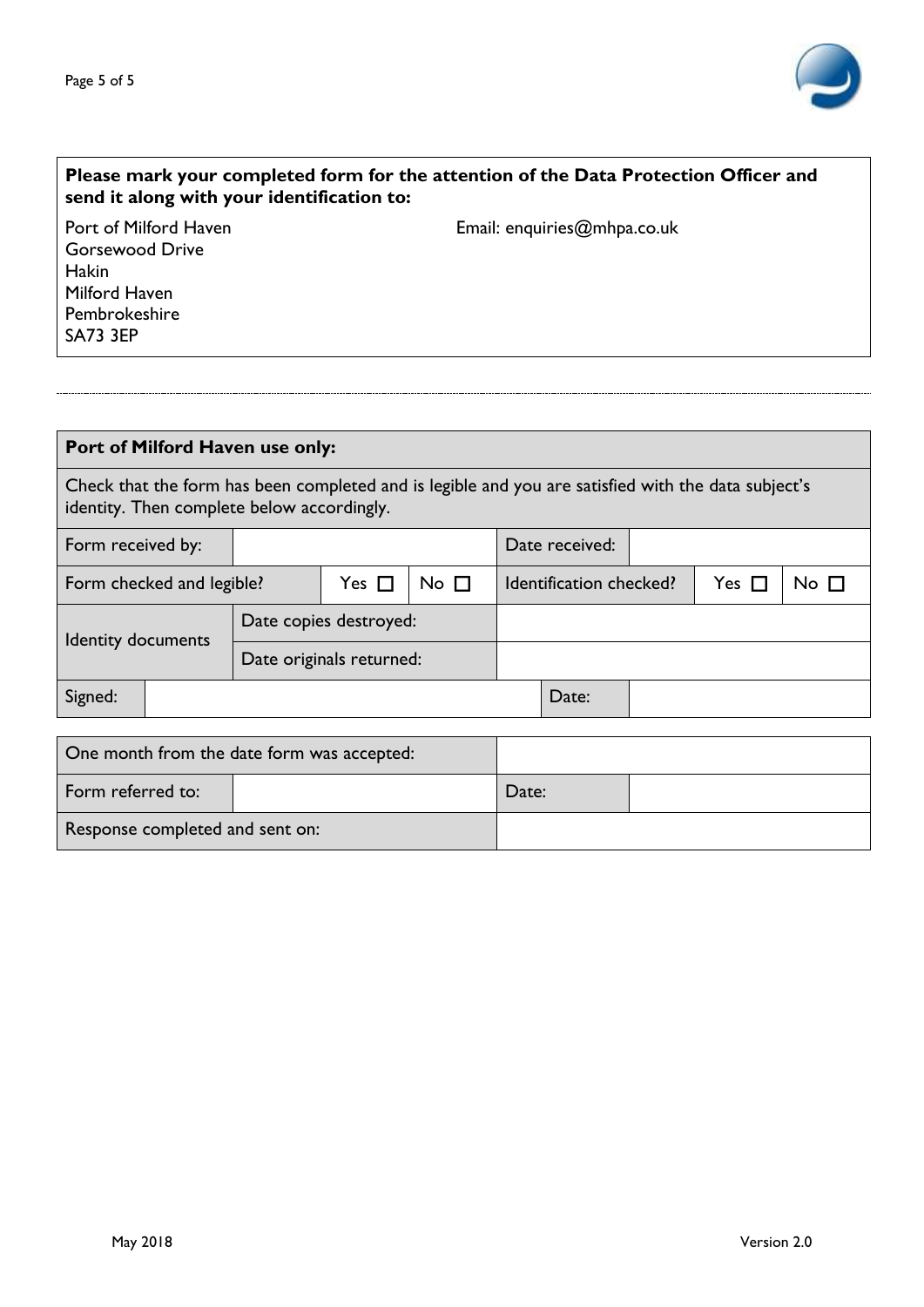**Please mark your completed form for the attention of the Data Protection Officer and send it along with your identification to:**

Port of Milford Haven
Gorsewood Drive
Hakin
Milford Haven
Pembrokeshire
SA73 3EP

Email: enquiries@mhpa.co.uk

---

**Port of Milford Haven use only:**

Check that the form has been completed and is legible and you are satisfied with the data subject's identity. Then complete below accordingly.

| | | | | | | |
|---|---|---|---|---|---|---|
| Form received by: | | | | Date received: | | |
| Form checked and legible? | Yes ☐ | No ☐ | | Identification checked? | Yes ☐ | No ☐ |
| Identity documents | Date copies destroyed: | | | | | |
| | Date originals returned: | | | | | |
| Signed: | | | | Date: | | |

| | | | |
|---|---|---|---|
| One month from the date form was accepted: | | | |
| Form referred to: | | Date: | |
| Response completed and sent on: | | | |

May 2018

Version 2.0